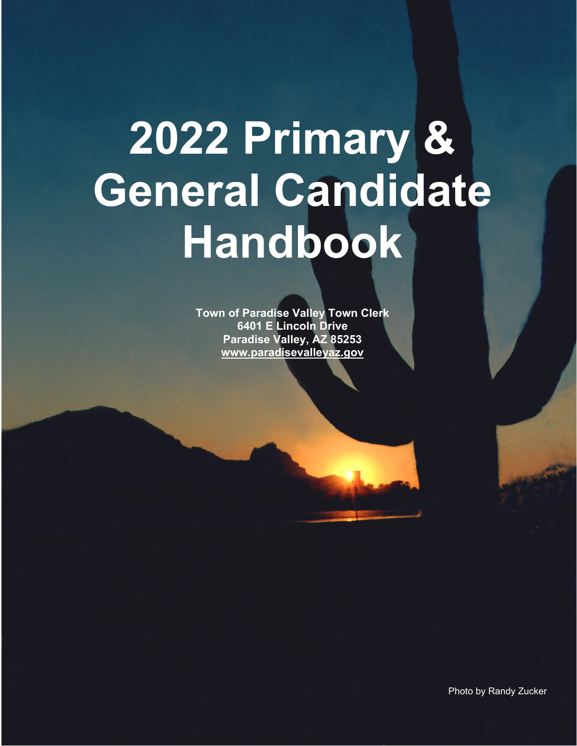# 2022 Primary & General Candidate Handbook

**Town of Paradise Valley Town Clerk**
**6401 E Lincoln Drive**
**Paradise Valley, AZ 85253**
**www.paradisevalleyaz.gov**

Photo by Randy Zucker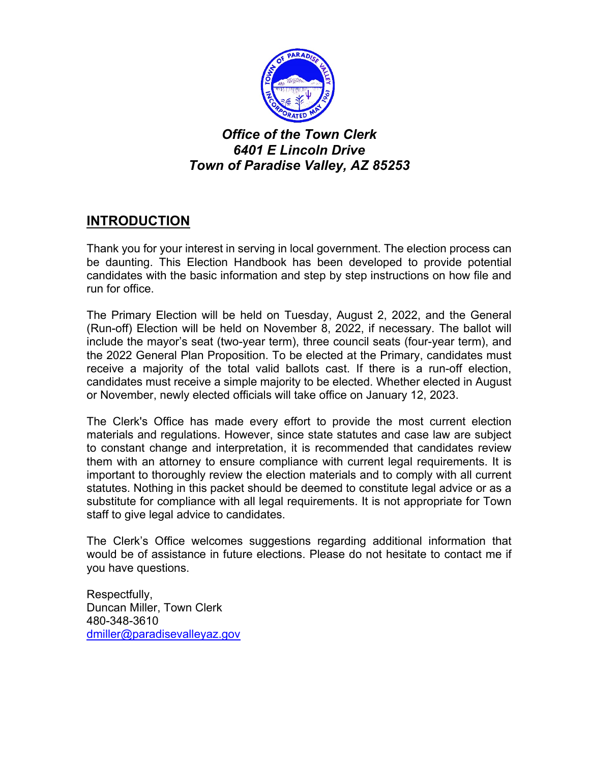***Office of the Town Clerk***
***6401 E Lincoln Drive***
***Town of Paradise Valley, AZ 85253***

## INTRODUCTION

Thank you for your interest in serving in local government. The election process can be daunting. This Election Handbook has been developed to provide potential candidates with the basic information and step by step instructions on how file and run for office.

The Primary Election will be held on Tuesday, August 2, 2022, and the General (Run-off) Election will be held on November 8, 2022, if necessary. The ballot will include the mayor's seat (two-year term), three council seats (four-year term), and the 2022 General Plan Proposition. To be elected at the Primary, candidates must receive a majority of the total valid ballots cast. If there is a run-off election, candidates must receive a simple majority to be elected. Whether elected in August or November, newly elected officials will take office on January 12, 2023.

The Clerk's Office has made every effort to provide the most current election materials and regulations. However, since state statutes and case law are subject to constant change and interpretation, it is recommended that candidates review them with an attorney to ensure compliance with current legal requirements. It is important to thoroughly review the election materials and to comply with all current statutes. Nothing in this packet should be deemed to constitute legal advice or as a substitute for compliance with all legal requirements. It is not appropriate for Town staff to give legal advice to candidates.

The Clerk's Office welcomes suggestions regarding additional information that would be of assistance in future elections. Please do not hesitate to contact me if you have questions.

Respectfully,
Duncan Miller, Town Clerk
480-348-3610
dmiller@paradisevalleyaz.gov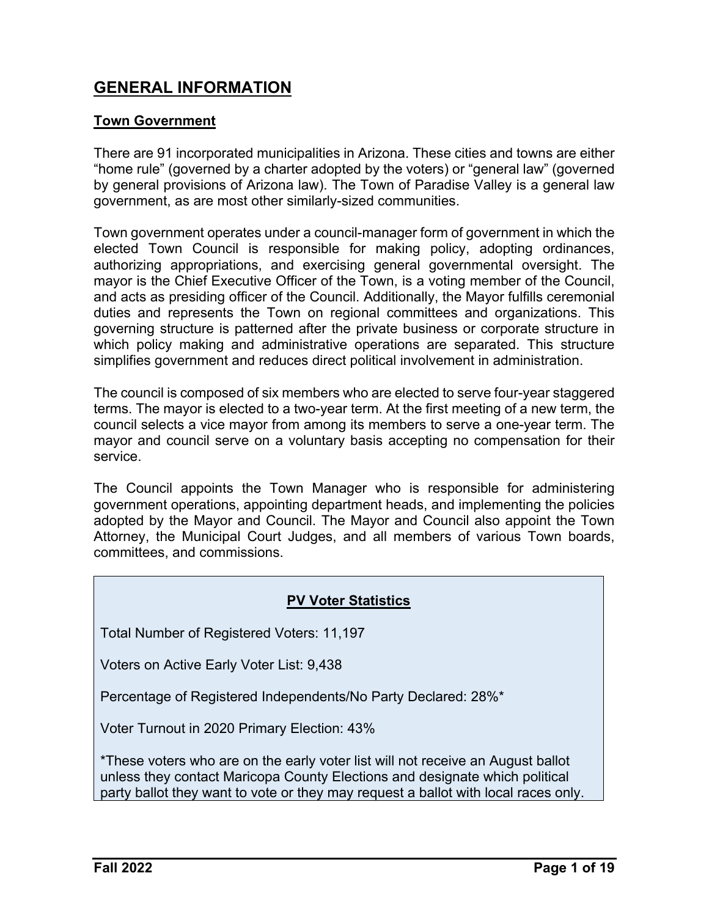# GENERAL INFORMATION

## Town Government

There are 91 incorporated municipalities in Arizona. These cities and towns are either "home rule" (governed by a charter adopted by the voters) or "general law" (governed by general provisions of Arizona law). The Town of Paradise Valley is a general law government, as are most other similarly-sized communities.

Town government operates under a council-manager form of government in which the elected Town Council is responsible for making policy, adopting ordinances, authorizing appropriations, and exercising general governmental oversight. The mayor is the Chief Executive Officer of the Town, is a voting member of the Council, and acts as presiding officer of the Council. Additionally, the Mayor fulfills ceremonial duties and represents the Town on regional committees and organizations. This governing structure is patterned after the private business or corporate structure in which policy making and administrative operations are separated. This structure simplifies government and reduces direct political involvement in administration.

The council is composed of six members who are elected to serve four-year staggered terms. The mayor is elected to a two-year term. At the first meeting of a new term, the council selects a vice mayor from among its members to serve a one-year term. The mayor and council serve on a voluntary basis accepting no compensation for their service.

The Council appoints the Town Manager who is responsible for administering government operations, appointing department heads, and implementing the policies adopted by the Mayor and Council. The Mayor and Council also appoint the Town Attorney, the Municipal Court Judges, and all members of various Town boards, committees, and commissions.

**PV Voter Statistics**

Total Number of Registered Voters: 11,197

Voters on Active Early Voter List: 9,438

Percentage of Registered Independents/No Party Declared: 28%*

Voter Turnout in 2020 Primary Election: 43%

*These voters who are on the early voter list will not receive an August ballot unless they contact Maricopa County Elections and designate which political party ballot they want to vote or they may request a ballot with local races only.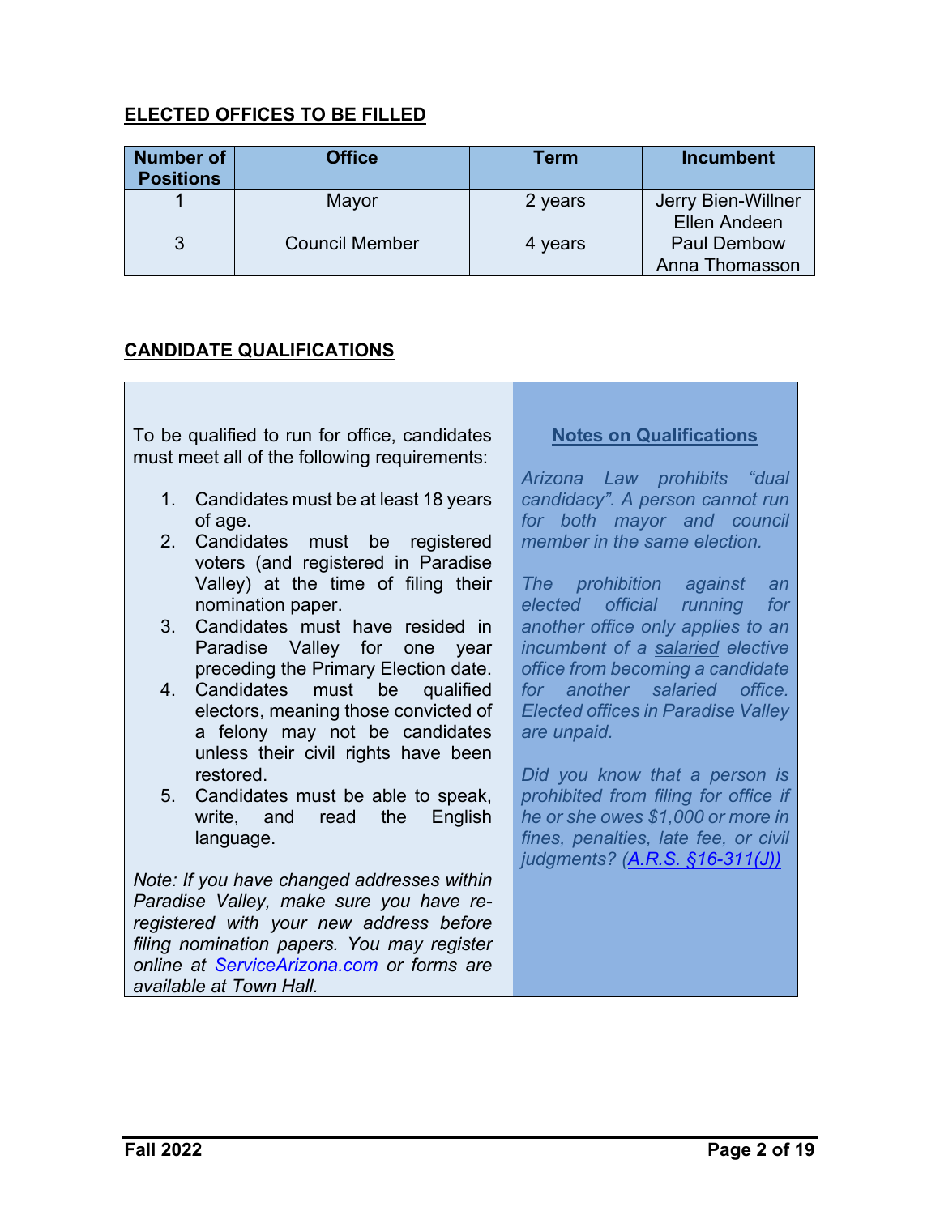## ELECTED OFFICES TO BE FILLED

| Number of Positions | Office | Term | Incumbent |
|---|---|---|---|
| 1 | Mayor | 2 years | Jerry Bien-Willner |
| 3 | Council Member | 4 years | Ellen Andeen<br>Paul Dembow<br>Anna Thomasson |

## CANDIDATE QUALIFICATIONS

To be qualified to run for office, candidates must meet all of the following requirements:

1. Candidates must be at least 18 years of age.
2. Candidates must be registered voters (and registered in Paradise Valley) at the time of filing their nomination paper.
3. Candidates must have resided in Paradise Valley for one year preceding the Primary Election date.
4. Candidates must be qualified electors, meaning those convicted of a felony may not be candidates unless their civil rights have been restored.
5. Candidates must be able to speak, write, and read the English language.

*Note: If you have changed addresses within Paradise Valley, make sure you have re-registered with your new address before filing nomination papers. You may register online at ServiceArizona.com or forms are available at Town Hall.*

### Notes on Qualifications

*Arizona Law prohibits "dual candidacy". A person cannot run for both mayor and council member in the same election.*

*The prohibition against an elected official running for another office only applies to an incumbent of a salaried elective office from becoming a candidate for another salaried office. Elected offices in Paradise Valley are unpaid.*

*Did you know that a person is prohibited from filing for office if he or she owes $1,000 or more in fines, penalties, late fee, or civil judgments? (A.R.S. §16-311(J))*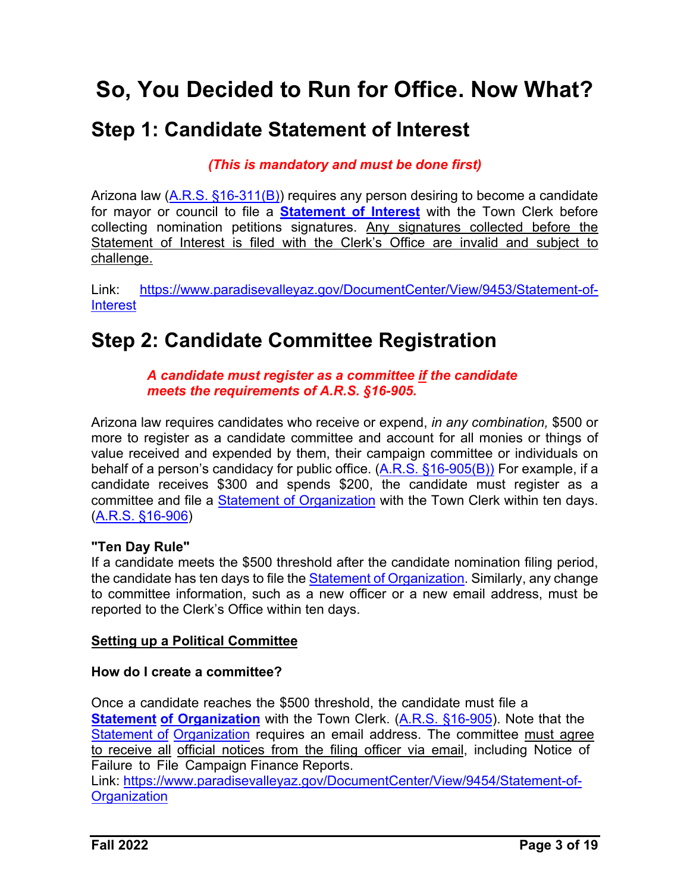# So, You Decided to Run for Office. Now What?

## Step 1: Candidate Statement of Interest

***(This is mandatory and must be done first)***

Arizona law (A.R.S. §16-311(B)) requires any person desiring to become a candidate for mayor or council to file a **Statement of Interest** with the Town Clerk before collecting nomination petitions signatures. Any signatures collected before the Statement of Interest is filed with the Clerk's Office are invalid and subject to challenge.

Link: https://www.paradisevalleyaz.gov/DocumentCenter/View/9453/Statement-of-Interest

## Step 2: Candidate Committee Registration

***A candidate must register as a committee if the candidate meets the requirements of A.R.S. §16-905.***

Arizona law requires candidates who receive or expend, *in any combination,* $500 or more to register as a candidate committee and account for all monies or things of value received and expended by them, their campaign committee or individuals on behalf of a person's candidacy for public office. (A.R.S. §16-905(B)) For example, if a candidate receives $300 and spends $200, the candidate must register as a committee and file a Statement of Organization with the Town Clerk within ten days. (A.R.S. §16-906)

**"Ten Day Rule"**
If a candidate meets the $500 threshold after the candidate nomination filing period, the candidate has ten days to file the Statement of Organization. Similarly, any change to committee information, such as a new officer or a new email address, must be reported to the Clerk's Office within ten days.

**Setting up a Political Committee**

**How do I create a committee?**

Once a candidate reaches the $500 threshold, the candidate must file a **Statement of Organization** with the Town Clerk. (A.R.S. §16-905). Note that the Statement of Organization requires an email address. The committee must agree to receive all official notices from the filing officer via email, including Notice of Failure to File Campaign Finance Reports.
Link: https://www.paradisevalleyaz.gov/DocumentCenter/View/9454/Statement-of-Organization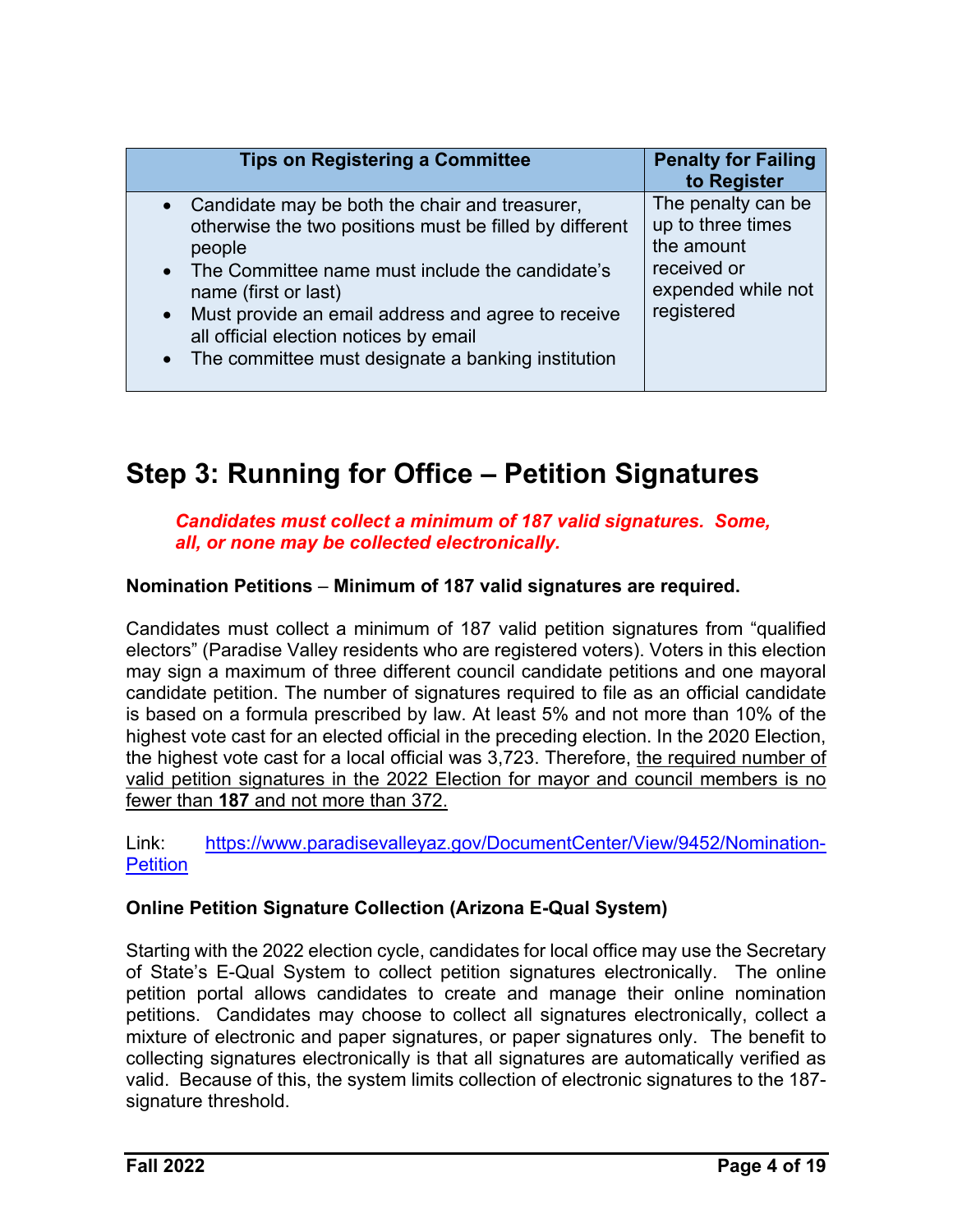| Tips on Registering a Committee | Penalty for Failing to Register |
|---|---|
| • Candidate may be both the chair and treasurer, otherwise the two positions must be filled by different people<br>• The Committee name must include the candidate's name (first or last)<br>• Must provide an email address and agree to receive all official election notices by email<br>• The committee must designate a banking institution | The penalty can be up to three times the amount received or expended while not registered |

# Step 3: Running for Office – Petition Signatures

***Candidates must collect a minimum of 187 valid signatures. Some, all, or none may be collected electronically.***

**Nomination Petitions – Minimum of 187 valid signatures are required.**

Candidates must collect a minimum of 187 valid petition signatures from "qualified electors" (Paradise Valley residents who are registered voters). Voters in this election may sign a maximum of three different council candidate petitions and one mayoral candidate petition. The number of signatures required to file as an official candidate is based on a formula prescribed by law. At least 5% and not more than 10% of the highest vote cast for an elected official in the preceding election. In the 2020 Election, the highest vote cast for a local official was 3,723. Therefore, the required number of valid petition signatures in the 2022 Election for mayor and council members is no fewer than **187** and not more than 372.

Link: https://www.paradisevalleyaz.gov/DocumentCenter/View/9452/Nomination-Petition

**Online Petition Signature Collection (Arizona E-Qual System)**

Starting with the 2022 election cycle, candidates for local office may use the Secretary of State's E-Qual System to collect petition signatures electronically. The online petition portal allows candidates to create and manage their online nomination petitions. Candidates may choose to collect all signatures electronically, collect a mixture of electronic and paper signatures, or paper signatures only. The benefit to collecting signatures electronically is that all signatures are automatically verified as valid. Because of this, the system limits collection of electronic signatures to the 187-signature threshold.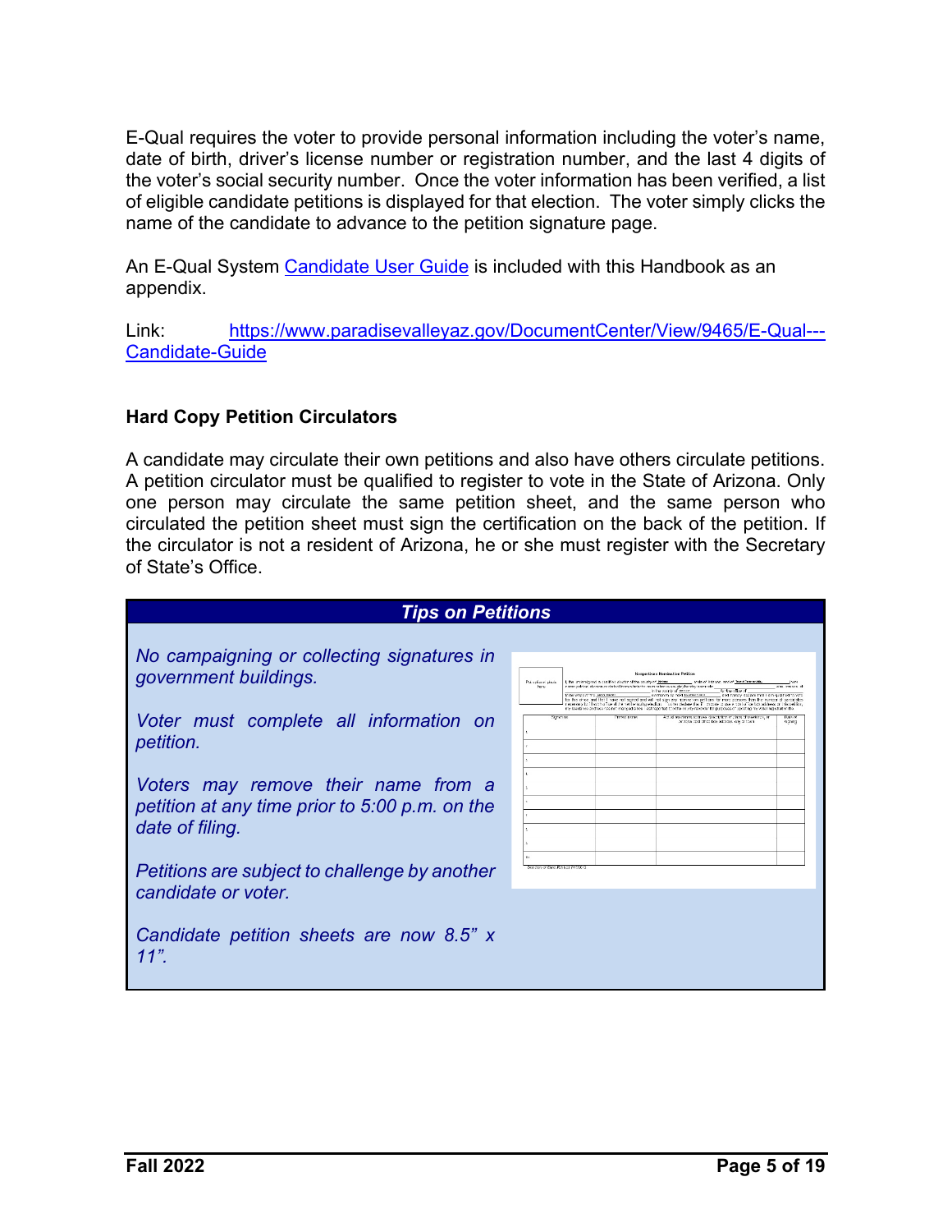E-Qual requires the voter to provide personal information including the voter's name, date of birth, driver's license number or registration number, and the last 4 digits of the voter's social security number. Once the voter information has been verified, a list of eligible candidate petitions is displayed for that election. The voter simply clicks the name of the candidate to advance to the petition signature page.

An E-Qual System Candidate User Guide is included with this Handbook as an appendix.

Link: https://www.paradisevalleyaz.gov/DocumentCenter/View/9465/E-Qual---Candidate-Guide

### Hard Copy Petition Circulators

A candidate may circulate their own petitions and also have others circulate petitions. A petition circulator must be qualified to register to vote in the State of Arizona. Only one person may circulate the same petition sheet, and the same person who circulated the petition sheet must sign the certification on the back of the petition. If the circulator is not a resident of Arizona, he or she must register with the Secretary of State's Office.

**_Tips on Petitions_**

*No campaigning or collecting signatures in government buildings.*

*Voter must complete all information on petition.*

*Voters may remove their name from a petition at any time prior to 5:00 p.m. on the date of filing.*

*Petitions are subject to challenge by another candidate or voter.*

*Candidate petition sheets are now 8.5" x 11".*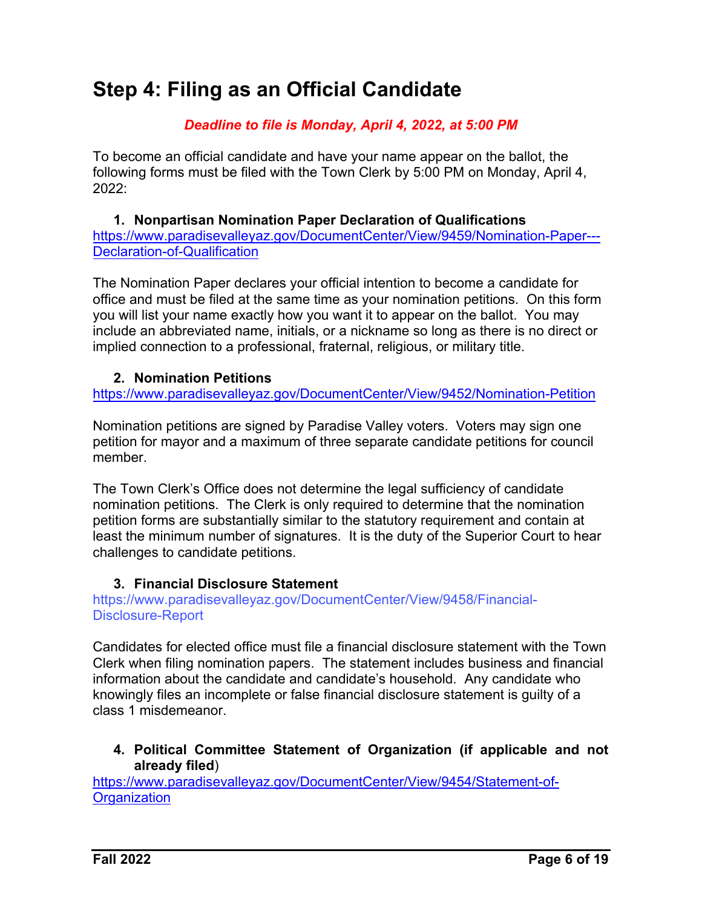# Step 4: Filing as an Official Candidate

***Deadline to file is Monday, April 4, 2022, at 5:00 PM***

To become an official candidate and have your name appear on the ballot, the following forms must be filed with the Town Clerk by 5:00 PM on Monday, April 4, 2022:

1. **Nonpartisan Nomination Paper Declaration of Qualifications**

https://www.paradisevalleyaz.gov/DocumentCenter/View/9459/Nomination-Paper---Declaration-of-Qualification

The Nomination Paper declares your official intention to become a candidate for office and must be filed at the same time as your nomination petitions. On this form you will list your name exactly how you want it to appear on the ballot. You may include an abbreviated name, initials, or a nickname so long as there is no direct or implied connection to a professional, fraternal, religious, or military title.

2. **Nomination Petitions**

https://www.paradisevalleyaz.gov/DocumentCenter/View/9452/Nomination-Petition

Nomination petitions are signed by Paradise Valley voters. Voters may sign one petition for mayor and a maximum of three separate candidate petitions for council member.

The Town Clerk's Office does not determine the legal sufficiency of candidate nomination petitions. The Clerk is only required to determine that the nomination petition forms are substantially similar to the statutory requirement and contain at least the minimum number of signatures. It is the duty of the Superior Court to hear challenges to candidate petitions.

3. **Financial Disclosure Statement**

https://www.paradisevalleyaz.gov/DocumentCenter/View/9458/Financial-Disclosure-Report

Candidates for elected office must file a financial disclosure statement with the Town Clerk when filing nomination papers. The statement includes business and financial information about the candidate and candidate's household. Any candidate who knowingly files an incomplete or false financial disclosure statement is guilty of a class 1 misdemeanor.

4. **Political Committee Statement of Organization (if applicable and not already filed**)

https://www.paradisevalleyaz.gov/DocumentCenter/View/9454/Statement-of-Organization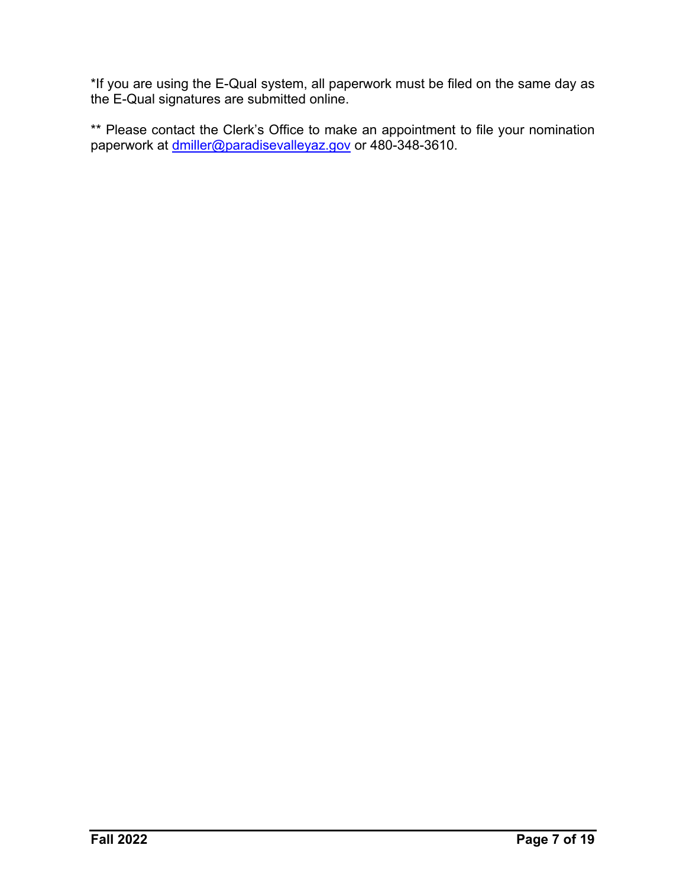*If you are using the E-Qual system, all paperwork must be filed on the same day as the E-Qual signatures are submitted online.

** Please contact the Clerk's Office to make an appointment to file your nomination paperwork at [dmiller@paradisevalleyaz.gov](mailto:dmiller@paradisevalleyaz.gov) or 480-348-3610.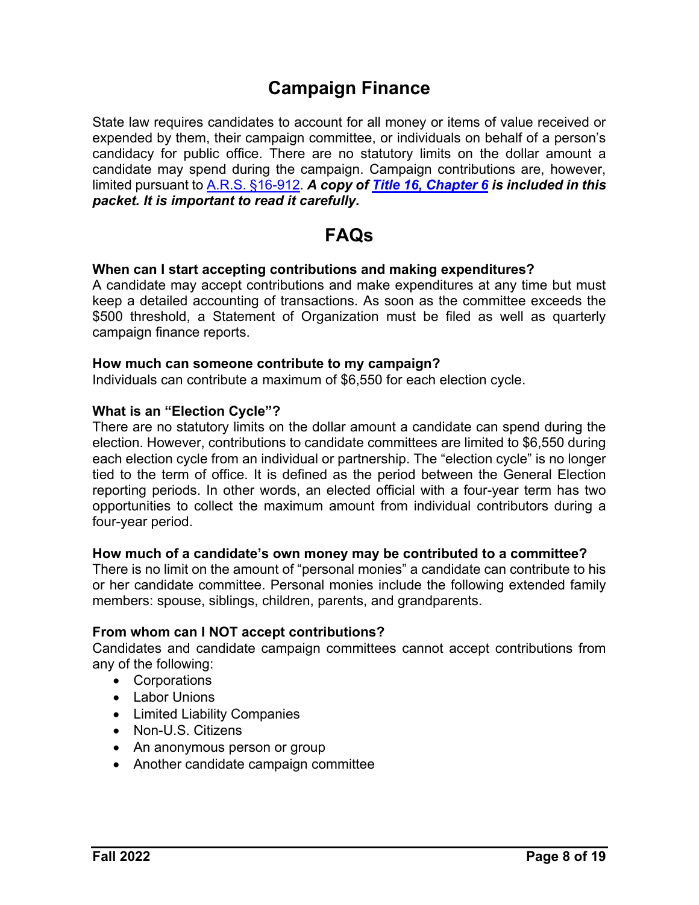# Campaign Finance

State law requires candidates to account for all money or items of value received or expended by them, their campaign committee, or individuals on behalf of a person's candidacy for public office. There are no statutory limits on the dollar amount a candidate may spend during the campaign. Campaign contributions are, however, limited pursuant to A.R.S. §16-912. ***A copy of Title 16, Chapter 6 is included in this packet. It is important to read it carefully.***

# FAQs

**When can I start accepting contributions and making expenditures?**
A candidate may accept contributions and make expenditures at any time but must keep a detailed accounting of transactions. As soon as the committee exceeds the $500 threshold, a Statement of Organization must be filed as well as quarterly campaign finance reports.

**How much can someone contribute to my campaign?**
Individuals can contribute a maximum of $6,550 for each election cycle.

**What is an "Election Cycle"?**
There are no statutory limits on the dollar amount a candidate can spend during the election. However, contributions to candidate committees are limited to $6,550 during each election cycle from an individual or partnership. The "election cycle" is no longer tied to the term of office. It is defined as the period between the General Election reporting periods. In other words, an elected official with a four-year term has two opportunities to collect the maximum amount from individual contributors during a four-year period.

**How much of a candidate's own money may be contributed to a committee?**
There is no limit on the amount of "personal monies" a candidate can contribute to his or her candidate committee. Personal monies include the following extended family members: spouse, siblings, children, parents, and grandparents.

**From whom can I NOT accept contributions?**
Candidates and candidate campaign committees cannot accept contributions from any of the following:

- Corporations
- Labor Unions
- Limited Liability Companies
- Non-U.S. Citizens
- An anonymous person or group
- Another candidate campaign committee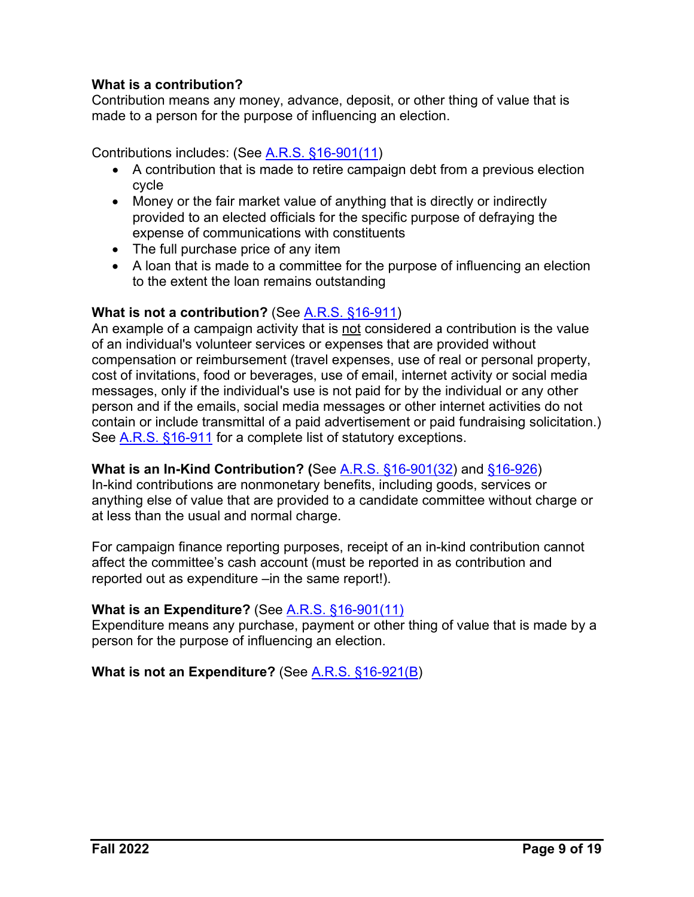**What is a contribution?**
Contribution means any money, advance, deposit, or other thing of value that is made to a person for the purpose of influencing an election.

Contributions includes: (See [A.R.S. §16-901(11](#))

- A contribution that is made to retire campaign debt from a previous election cycle
- Money or the fair market value of anything that is directly or indirectly provided to an elected officials for the specific purpose of defraying the expense of communications with constituents
- The full purchase price of any item
- A loan that is made to a committee for the purpose of influencing an election to the extent the loan remains outstanding

**What is not a contribution?** (See [A.R.S. §16-911](#))
An example of a campaign activity that is not considered a contribution is the value of an individual's volunteer services or expenses that are provided without compensation or reimbursement (travel expenses, use of real or personal property, cost of invitations, food or beverages, use of email, internet activity or social media messages, only if the individual's use is not paid for by the individual or any other person and if the emails, social media messages or other internet activities do not contain or include transmittal of a paid advertisement or paid fundraising solicitation.) See [A.R.S. §16-911](#) for a complete list of statutory exceptions.

**What is an In-Kind Contribution? (**See [A.R.S. §16-901(32](#)) and [§16-926](#))
In-kind contributions are nonmonetary benefits, including goods, services or anything else of value that are provided to a candidate committee without charge or at less than the usual and normal charge.

For campaign finance reporting purposes, receipt of an in-kind contribution cannot affect the committee's cash account (must be reported in as contribution and reported out as expenditure –in the same report!).

**What is an Expenditure?** (See [A.R.S. §16-901(11)](#))
Expenditure means any purchase, payment or other thing of value that is made by a person for the purpose of influencing an election.

**What is not an Expenditure?** (See [A.R.S. §16-921(B](#))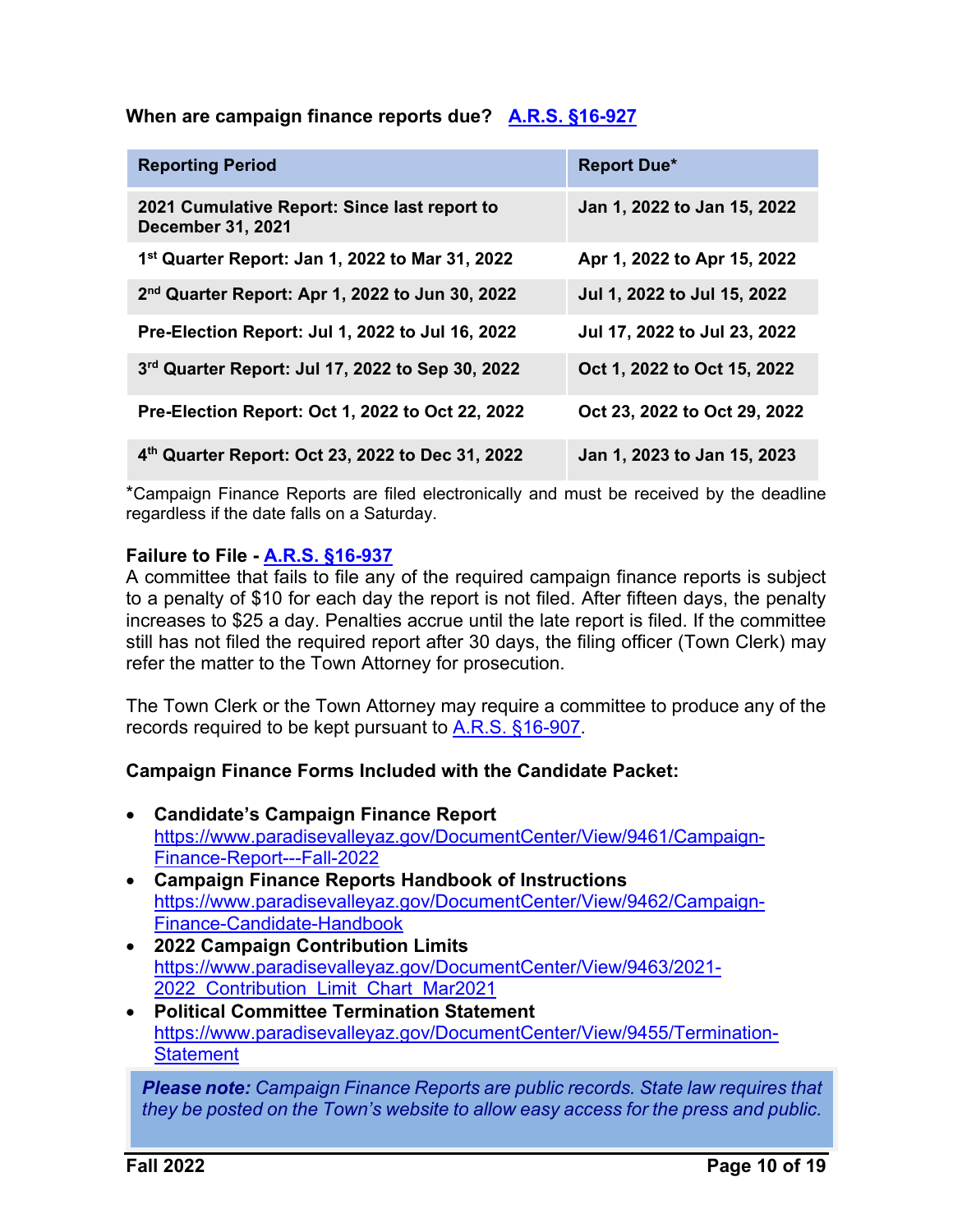**When are campaign finance reports due? [A.R.S. §16-927]**

| Reporting Period | Report Due* |
|---|---|
| **2021 Cumulative Report: Since last report to December 31, 2021** | **Jan 1, 2022 to Jan 15, 2022** |
| **1st Quarter Report: Jan 1, 2022 to Mar 31, 2022** | **Apr 1, 2022 to Apr 15, 2022** |
| **2nd Quarter Report: Apr 1, 2022 to Jun 30, 2022** | **Jul 1, 2022 to Jul 15, 2022** |
| **Pre-Election Report: Jul 1, 2022 to Jul 16, 2022** | **Jul 17, 2022 to Jul 23, 2022** |
| **3rd Quarter Report: Jul 17, 2022 to Sep 30, 2022** | **Oct 1, 2022 to Oct 15, 2022** |
| **Pre-Election Report: Oct 1, 2022 to Oct 22, 2022** | **Oct 23, 2022 to Oct 29, 2022** |
| **4th Quarter Report: Oct 23, 2022 to Dec 31, 2022** | **Jan 1, 2023 to Jan 15, 2023** |

*Campaign Finance Reports are filed electronically and must be received by the deadline regardless if the date falls on a Saturday.

**Failure to File - [A.R.S. §16-937]**

A committee that fails to file any of the required campaign finance reports is subject to a penalty of $10 for each day the report is not filed. After fifteen days, the penalty increases to $25 a day. Penalties accrue until the late report is filed. If the committee still has not filed the required report after 30 days, the filing officer (Town Clerk) may refer the matter to the Town Attorney for prosecution.

The Town Clerk or the Town Attorney may require a committee to produce any of the records required to be kept pursuant to A.R.S. §16-907.

**Campaign Finance Forms Included with the Candidate Packet:**

- **Candidate's Campaign Finance Report**
  https://www.paradisevalleyaz.gov/DocumentCenter/View/9461/Campaign-Finance-Report---Fall-2022
- **Campaign Finance Reports Handbook of Instructions**
  https://www.paradisevalleyaz.gov/DocumentCenter/View/9462/Campaign-Finance-Candidate-Handbook
- **2022 Campaign Contribution Limits**
  https://www.paradisevalleyaz.gov/DocumentCenter/View/9463/2021-2022_Contribution_Limit_Chart_Mar2021
- **Political Committee Termination Statement**
  https://www.paradisevalleyaz.gov/DocumentCenter/View/9455/Termination-Statement

***Please note:*** *Campaign Finance Reports are public records. State law requires that they be posted on the Town's website to allow easy access for the press and public.*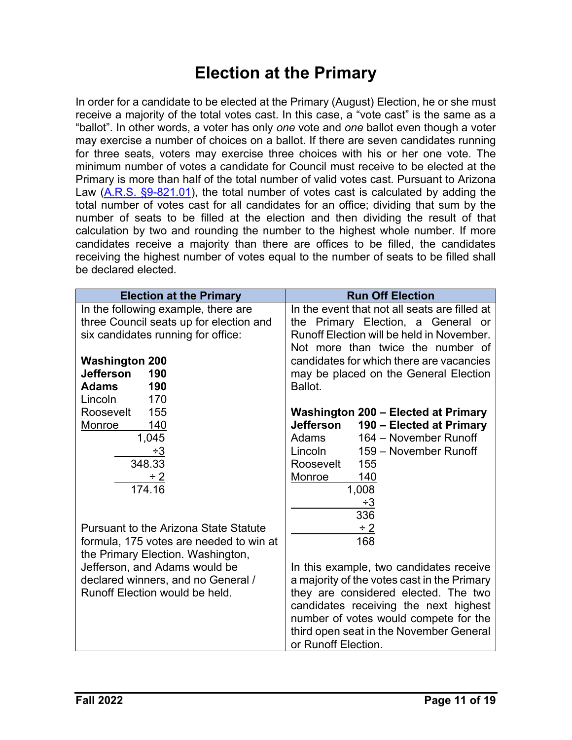# Election at the Primary

In order for a candidate to be elected at the Primary (August) Election, he or she must receive a majority of the total votes cast. In this case, a "vote cast" is the same as a "ballot". In other words, a voter has only *one* vote and *one* ballot even though a voter may exercise a number of choices on a ballot. If there are seven candidates running for three seats, voters may exercise three choices with his or her one vote. The minimum number of votes a candidate for Council must receive to be elected at the Primary is more than half of the total number of valid votes cast. Pursuant to Arizona Law ([A.R.S. §9-821.01]()), the total number of votes cast is calculated by adding the total number of votes cast for all candidates for an office; dividing that sum by the number of seats to be filled at the election and then dividing the result of that calculation by two and rounding the number to the highest whole number. If more candidates receive a majority than there are offices to be filled, the candidates receiving the highest number of votes equal to the number of seats to be filled shall be declared elected.

| Election at the Primary | Run Off Election |
|---|---|
| In the following example, there are three Council seats up for election and six candidates running for office: | In the event that not all seats are filled at the Primary Election, a General or Runoff Election will be held in November. Not more than twice the number of candidates for which there are vacancies may be placed on the General Election Ballot. |
| **Washington 200**<br>**Jefferson 190**<br>**Adams 190**<br>Lincoln 170<br>Roosevelt 155<br>Monroe 140<br>1,045<br>÷3<br>348.33<br>÷ 2<br>174.16 | **Washington 200 – Elected at Primary**<br>**Jefferson 190 – Elected at Primary**<br>Adams 164 – November Runoff<br>Lincoln 159 – November Runoff<br>Roosevelt 155<br>Monroe 140<br>1,008<br>÷3<br>336<br>÷ 2<br>168 |
| Pursuant to the Arizona State Statute formula, 175 votes are needed to win at the Primary Election. Washington, Jefferson, and Adams would be declared winners, and no General / Runoff Election would be held. | In this example, two candidates receive a majority of the votes cast in the Primary they are considered elected. The two candidates receiving the next highest number of votes would compete for the third open seat in the November General or Runoff Election. |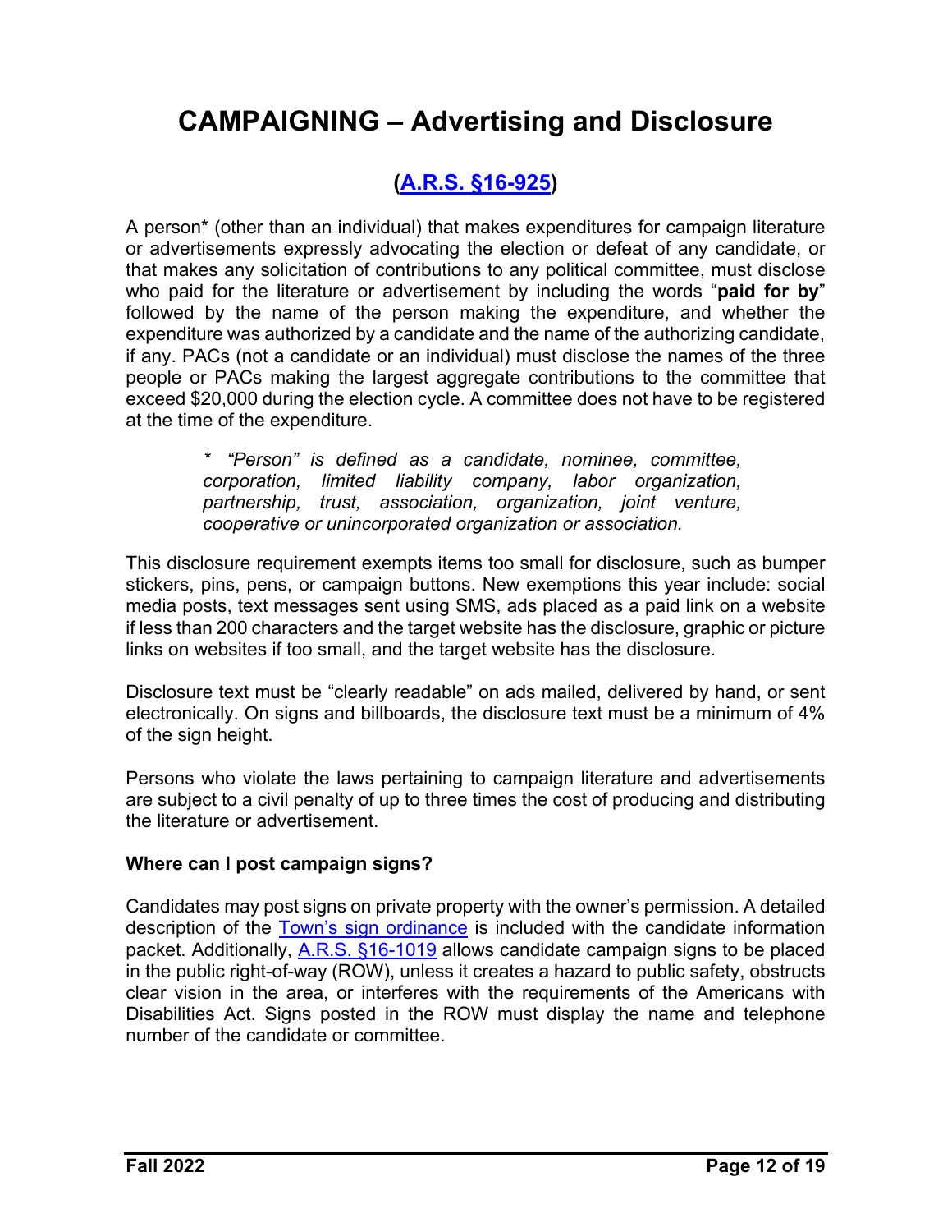# CAMPAIGNING – Advertising and Disclosure

## ([A.R.S. §16-925](#))

A person* (other than an individual) that makes expenditures for campaign literature or advertisements expressly advocating the election or defeat of any candidate, or that makes any solicitation of contributions to any political committee, must disclose who paid for the literature or advertisement by including the words "**paid for by**" followed by the name of the person making the expenditure, and whether the expenditure was authorized by a candidate and the name of the authorizing candidate, if any. PACs (not a candidate or an individual) must disclose the names of the three people or PACs making the largest aggregate contributions to the committee that exceed $20,000 during the election cycle. A committee does not have to be registered at the time of the expenditure.

> *\* "Person" is defined as a candidate, nominee, committee, corporation, limited liability company, labor organization, partnership, trust, association, organization, joint venture, cooperative or unincorporated organization or association.*

This disclosure requirement exempts items too small for disclosure, such as bumper stickers, pins, pens, or campaign buttons. New exemptions this year include: social media posts, text messages sent using SMS, ads placed as a paid link on a website if less than 200 characters and the target website has the disclosure, graphic or picture links on websites if too small, and the target website has the disclosure.

Disclosure text must be "clearly readable" on ads mailed, delivered by hand, or sent electronically. On signs and billboards, the disclosure text must be a minimum of 4% of the sign height.

Persons who violate the laws pertaining to campaign literature and advertisements are subject to a civil penalty of up to three times the cost of producing and distributing the literature or advertisement.

**Where can I post campaign signs?**

Candidates may post signs on private property with the owner's permission. A detailed description of the [Town's sign ordinance](#) is included with the candidate information packet. Additionally, [A.R.S. §16-1019](#) allows candidate campaign signs to be placed in the public right-of-way (ROW), unless it creates a hazard to public safety, obstructs clear vision in the area, or interferes with the requirements of the Americans with Disabilities Act. Signs posted in the ROW must display the name and telephone number of the candidate or committee.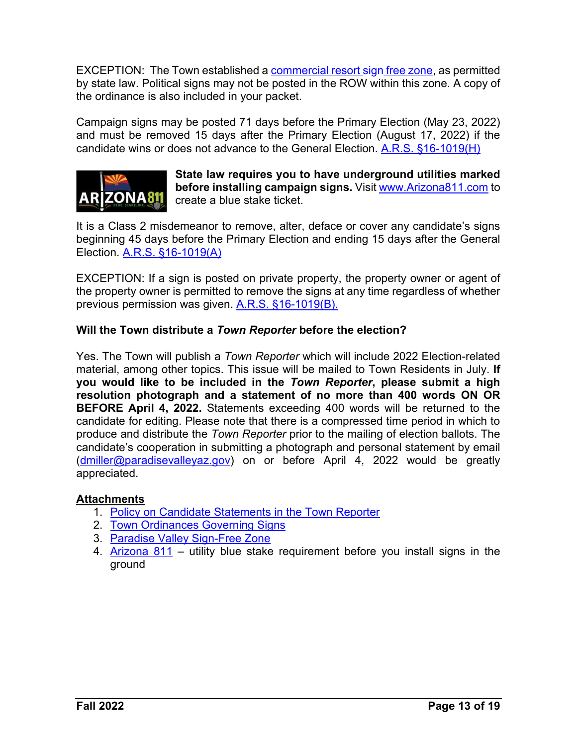EXCEPTION: The Town established a commercial resort sign free zone, as permitted by state law. Political signs may not be posted in the ROW within this zone. A copy of the ordinance is also included in your packet.

Campaign signs may be posted 71 days before the Primary Election (May 23, 2022) and must be removed 15 days after the Primary Election (August 17, 2022) if the candidate wins or does not advance to the General Election. A.R.S. §16-1019(H)

**State law requires you to have underground utilities marked before installing campaign signs.** Visit www.Arizona811.com to create a blue stake ticket.

It is a Class 2 misdemeanor to remove, alter, deface or cover any candidate's signs beginning 45 days before the Primary Election and ending 15 days after the General Election. A.R.S. §16-1019(A)

EXCEPTION: If a sign is posted on private property, the property owner or agent of the property owner is permitted to remove the signs at any time regardless of whether previous permission was given. A.R.S. §16-1019(B).

**Will the Town distribute a *Town Reporter* before the election?**

Yes. The Town will publish a *Town Reporter* which will include 2022 Election-related material, among other topics. This issue will be mailed to Town Residents in July. **If you would like to be included in the *Town Reporter*, please submit a high resolution photograph and a statement of no more than 400 words ON OR BEFORE April 4, 2022.** Statements exceeding 400 words will be returned to the candidate for editing. Please note that there is a compressed time period in which to produce and distribute the *Town Reporter* prior to the mailing of election ballots. The candidate's cooperation in submitting a photograph and personal statement by email (dmiller@paradisevalleyaz.gov) on or before April 4, 2022 would be greatly appreciated.

**Attachments**

1. Policy on Candidate Statements in the Town Reporter
2. Town Ordinances Governing Signs
3. Paradise Valley Sign-Free Zone
4. Arizona 811 – utility blue stake requirement before you install signs in the ground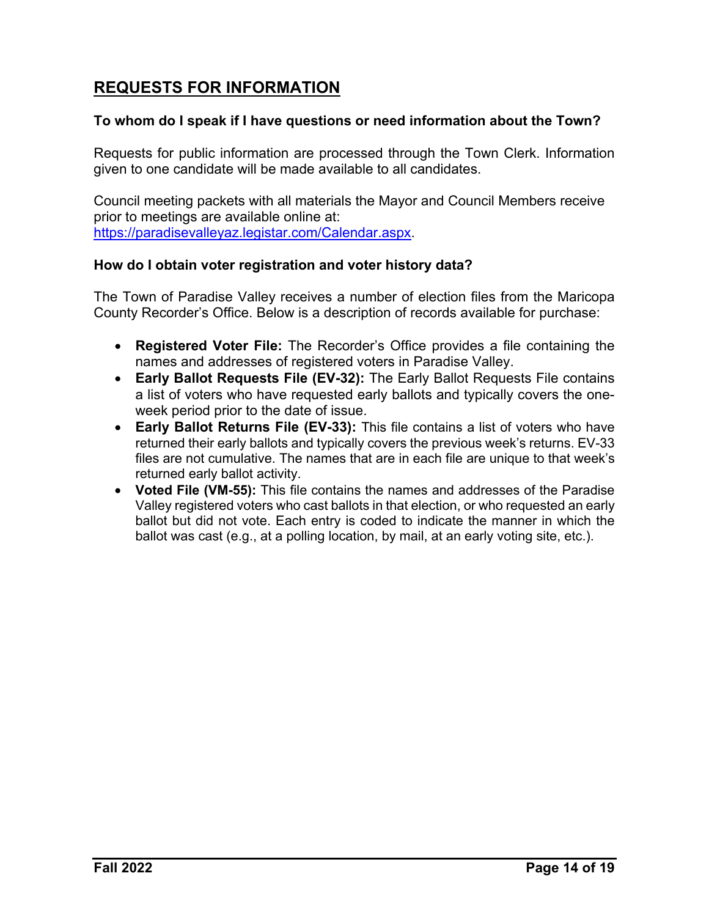## REQUESTS FOR INFORMATION

### To whom do I speak if I have questions or need information about the Town?

Requests for public information are processed through the Town Clerk. Information given to one candidate will be made available to all candidates.

Council meeting packets with all materials the Mayor and Council Members receive prior to meetings are available online at: https://paradisevalleyaz.legistar.com/Calendar.aspx.

### How do I obtain voter registration and voter history data?

The Town of Paradise Valley receives a number of election files from the Maricopa County Recorder's Office. Below is a description of records available for purchase:

- **Registered Voter File:** The Recorder's Office provides a file containing the names and addresses of registered voters in Paradise Valley.
- **Early Ballot Requests File (EV-32):** The Early Ballot Requests File contains a list of voters who have requested early ballots and typically covers the one-week period prior to the date of issue.
- **Early Ballot Returns File (EV-33):** This file contains a list of voters who have returned their early ballots and typically covers the previous week's returns. EV-33 files are not cumulative. The names that are in each file are unique to that week's returned early ballot activity.
- **Voted File (VM-55):** This file contains the names and addresses of the Paradise Valley registered voters who cast ballots in that election, or who requested an early ballot but did not vote. Each entry is coded to indicate the manner in which the ballot was cast (e.g., at a polling location, by mail, at an early voting site, etc.).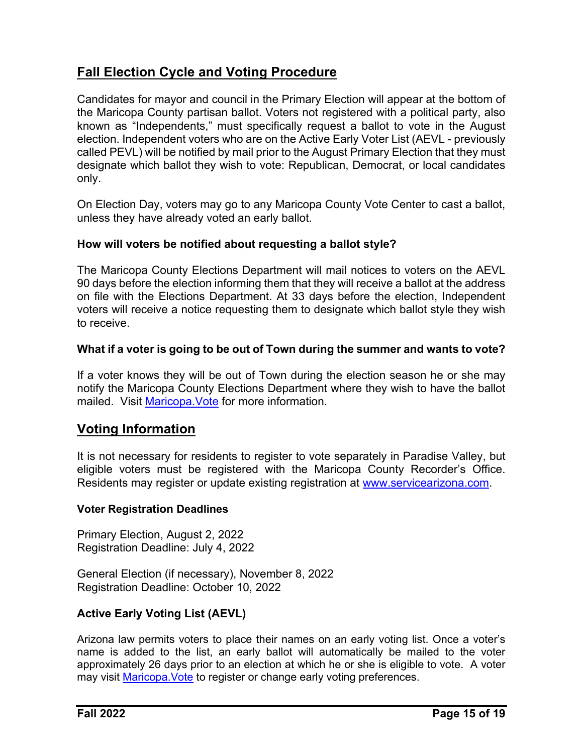## Fall Election Cycle and Voting Procedure

Candidates for mayor and council in the Primary Election will appear at the bottom of the Maricopa County partisan ballot. Voters not registered with a political party, also known as "Independents," must specifically request a ballot to vote in the August election. Independent voters who are on the Active Early Voter List (AEVL - previously called PEVL) will be notified by mail prior to the August Primary Election that they must designate which ballot they wish to vote: Republican, Democrat, or local candidates only.

On Election Day, voters may go to any Maricopa County Vote Center to cast a ballot, unless they have already voted an early ballot.

**How will voters be notified about requesting a ballot style?**

The Maricopa County Elections Department will mail notices to voters on the AEVL 90 days before the election informing them that they will receive a ballot at the address on file with the Elections Department. At 33 days before the election, Independent voters will receive a notice requesting them to designate which ballot style they wish to receive.

**What if a voter is going to be out of Town during the summer and wants to vote?**

If a voter knows they will be out of Town during the election season he or she may notify the Maricopa County Elections Department where they wish to have the ballot mailed. Visit Maricopa.Vote for more information.

## Voting Information

It is not necessary for residents to register to vote separately in Paradise Valley, but eligible voters must be registered with the Maricopa County Recorder's Office. Residents may register or update existing registration at www.servicearizona.com.

**Voter Registration Deadlines**

Primary Election, August 2, 2022
Registration Deadline: July 4, 2022

General Election (if necessary), November 8, 2022
Registration Deadline: October 10, 2022

**Active Early Voting List (AEVL)**

Arizona law permits voters to place their names on an early voting list. Once a voter's name is added to the list, an early ballot will automatically be mailed to the voter approximately 26 days prior to an election at which he or she is eligible to vote. A voter may visit Maricopa.Vote to register or change early voting preferences.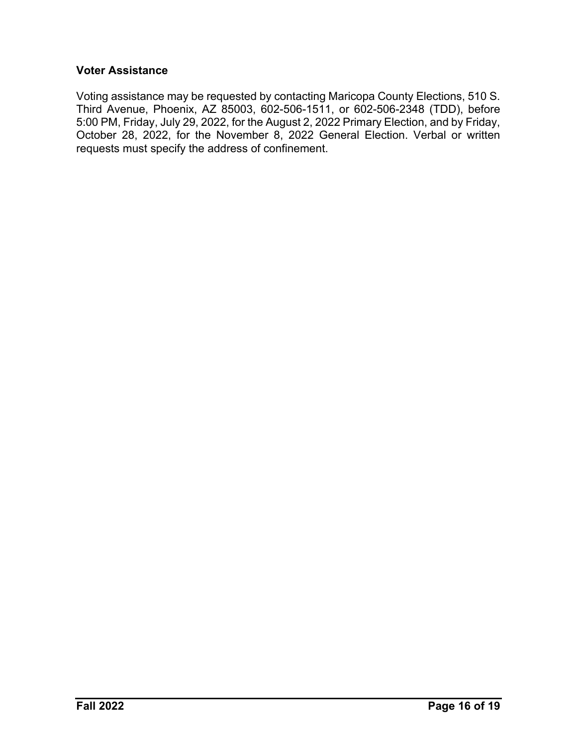**Voter Assistance**

Voting assistance may be requested by contacting Maricopa County Elections, 510 S. Third Avenue, Phoenix, AZ 85003, 602-506-1511, or 602-506-2348 (TDD), before 5:00 PM, Friday, July 29, 2022, for the August 2, 2022 Primary Election, and by Friday, October 28, 2022, for the November 8, 2022 General Election. Verbal or written requests must specify the address of confinement.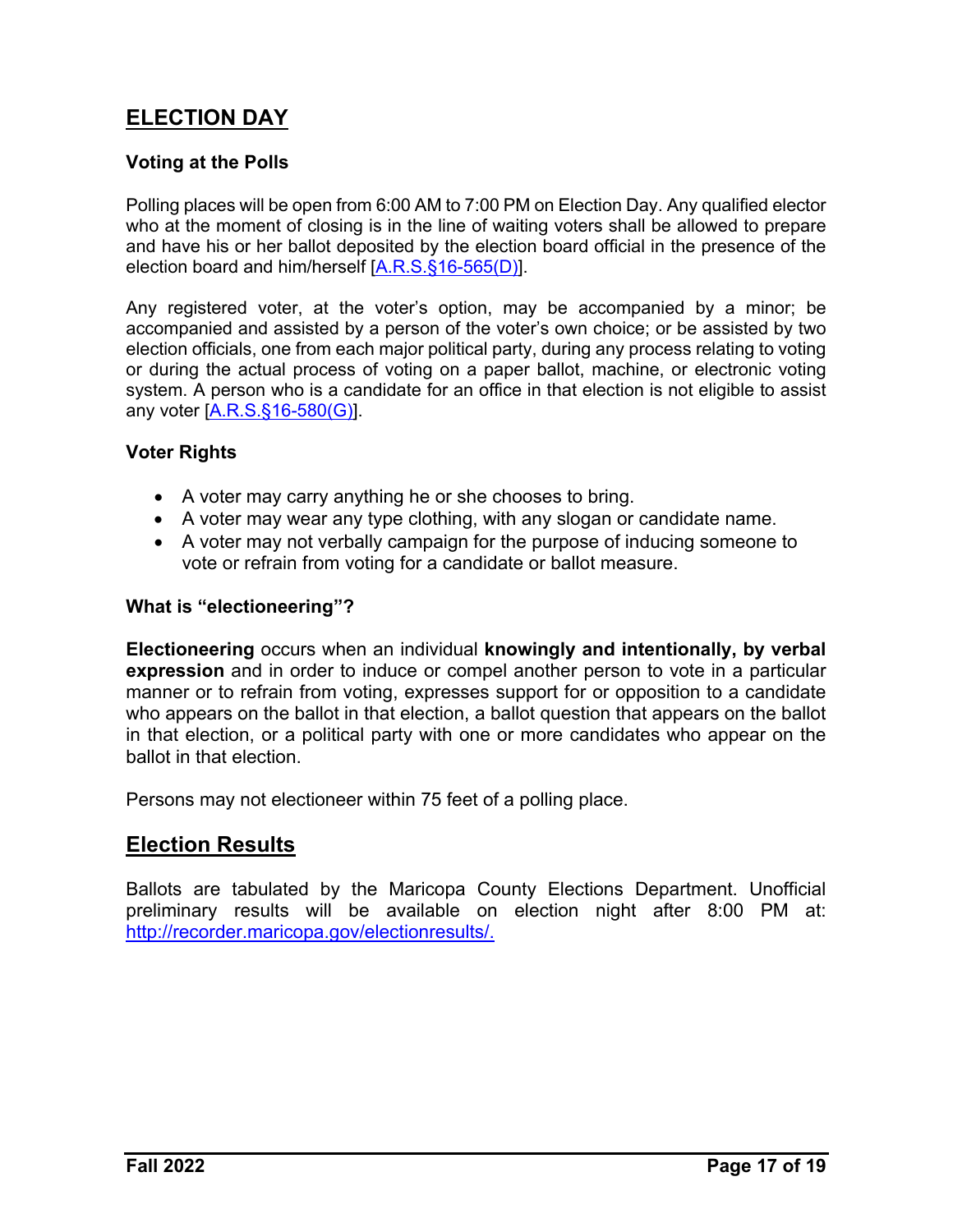## ELECTION DAY

### Voting at the Polls

Polling places will be open from 6:00 AM to 7:00 PM on Election Day. Any qualified elector who at the moment of closing is in the line of waiting voters shall be allowed to prepare and have his or her ballot deposited by the election board official in the presence of the election board and him/herself [A.R.S.§16-565(D)].

Any registered voter, at the voter's option, may be accompanied by a minor; be accompanied and assisted by a person of the voter's own choice; or be assisted by two election officials, one from each major political party, during any process relating to voting or during the actual process of voting on a paper ballot, machine, or electronic voting system. A person who is a candidate for an office in that election is not eligible to assist any voter [A.R.S.§16-580(G)].

### Voter Rights

- A voter may carry anything he or she chooses to bring.
- A voter may wear any type clothing, with any slogan or candidate name.
- A voter may not verbally campaign for the purpose of inducing someone to vote or refrain from voting for a candidate or ballot measure.

### What is "electioneering"?

**Electioneering** occurs when an individual **knowingly and intentionally, by verbal expression** and in order to induce or compel another person to vote in a particular manner or to refrain from voting, expresses support for or opposition to a candidate who appears on the ballot in that election, a ballot question that appears on the ballot in that election, or a political party with one or more candidates who appear on the ballot in that election.

Persons may not electioneer within 75 feet of a polling place.

## Election Results

Ballots are tabulated by the Maricopa County Elections Department. Unofficial preliminary results will be available on election night after 8:00 PM at: http://recorder.maricopa.gov/electionresults/.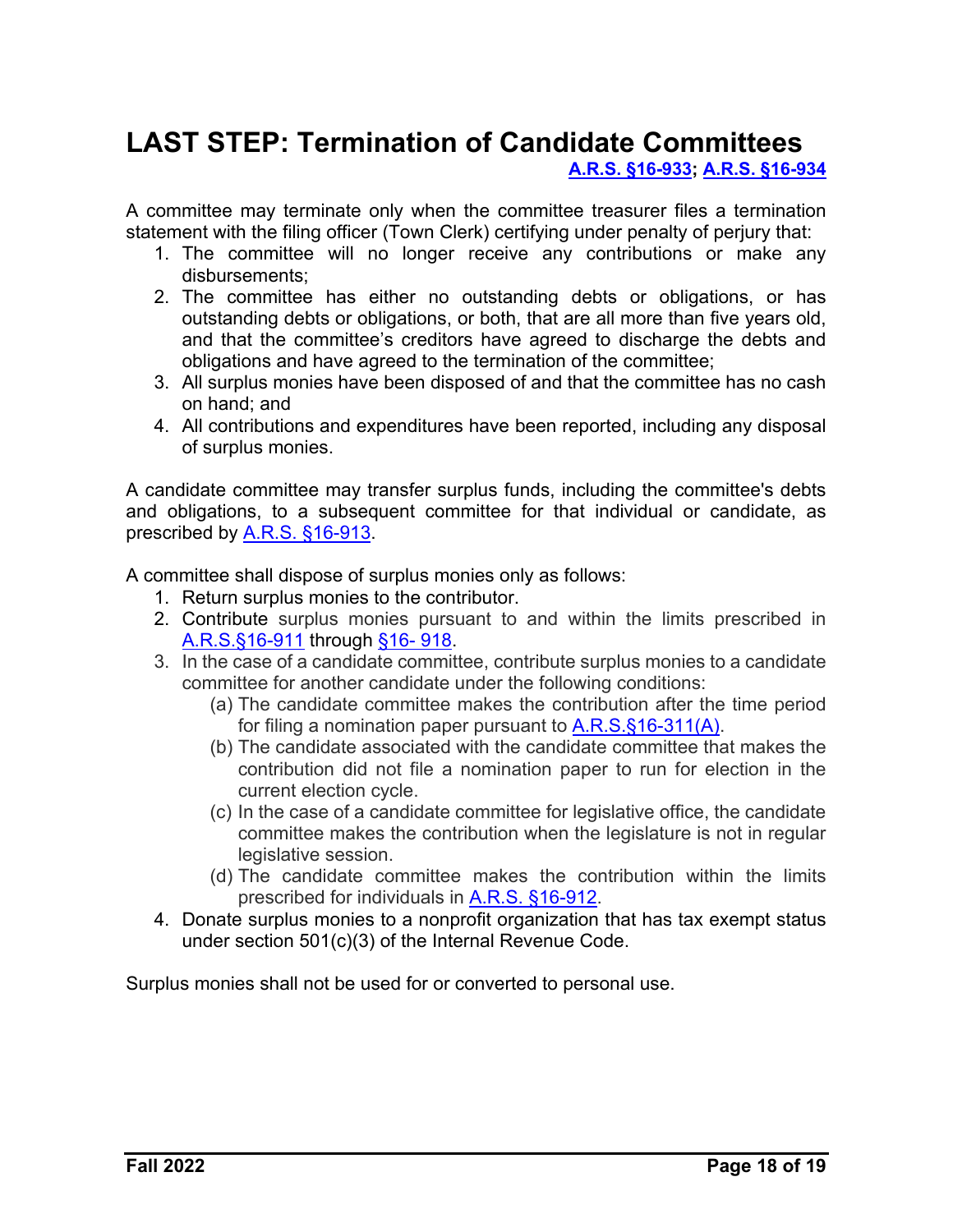# LAST STEP: Termination of Candidate Committees

**A.R.S. §16-933; A.R.S. §16-934**

A committee may terminate only when the committee treasurer files a termination statement with the filing officer (Town Clerk) certifying under penalty of perjury that:

1. The committee will no longer receive any contributions or make any disbursements;
2. The committee has either no outstanding debts or obligations, or has outstanding debts or obligations, or both, that are all more than five years old, and that the committee's creditors have agreed to discharge the debts and obligations and have agreed to the termination of the committee;
3. All surplus monies have been disposed of and that the committee has no cash on hand; and
4. All contributions and expenditures have been reported, including any disposal of surplus monies.

A candidate committee may transfer surplus funds, including the committee's debts and obligations, to a subsequent committee for that individual or candidate, as prescribed by A.R.S. §16-913.

A committee shall dispose of surplus monies only as follows:

1. Return surplus monies to the contributor.
2. Contribute surplus monies pursuant to and within the limits prescribed in A.R.S.§16-911 through §16- 918.
3. In the case of a candidate committee, contribute surplus monies to a candidate committee for another candidate under the following conditions:
   (a) The candidate committee makes the contribution after the time period for filing a nomination paper pursuant to A.R.S.§16-311(A).
   (b) The candidate associated with the candidate committee that makes the contribution did not file a nomination paper to run for election in the current election cycle.
   (c) In the case of a candidate committee for legislative office, the candidate committee makes the contribution when the legislature is not in regular legislative session.
   (d) The candidate committee makes the contribution within the limits prescribed for individuals in A.R.S. §16-912.
4. Donate surplus monies to a nonprofit organization that has tax exempt status under section 501(c)(3) of the Internal Revenue Code.

Surplus monies shall not be used for or converted to personal use.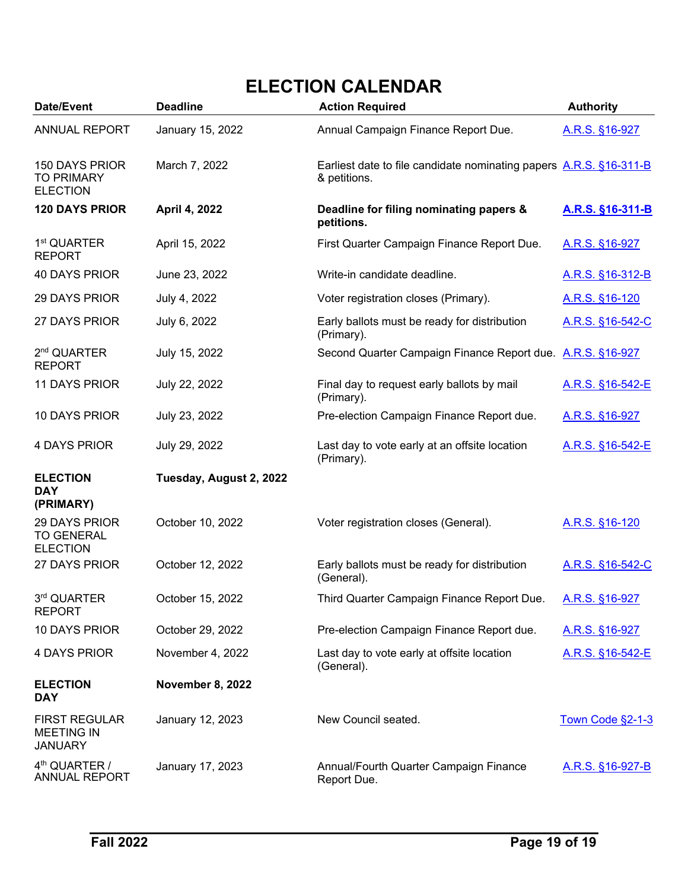# ELECTION CALENDAR

| Date/Event | Deadline | Action Required | Authority |
|---|---|---|---|
| ANNUAL REPORT | January 15, 2022 | Annual Campaign Finance Report Due. | A.R.S. §16-927 |
| 150 DAYS PRIOR TO PRIMARY ELECTION | March 7, 2022 | Earliest date to file candidate nominating papers & petitions. | A.R.S. §16-311-B |
| **120 DAYS PRIOR** | **April 4, 2022** | **Deadline for filing nominating papers & petitions.** | **A.R.S. §16-311-B** |
| 1st QUARTER REPORT | April 15, 2022 | First Quarter Campaign Finance Report Due. | A.R.S. §16-927 |
| 40 DAYS PRIOR | June 23, 2022 | Write-in candidate deadline. | A.R.S. §16-312-B |
| 29 DAYS PRIOR | July 4, 2022 | Voter registration closes (Primary). | A.R.S. §16-120 |
| 27 DAYS PRIOR | July 6, 2022 | Early ballots must be ready for distribution (Primary). | A.R.S. §16-542-C |
| 2nd QUARTER REPORT | July 15, 2022 | Second Quarter Campaign Finance Report due. | A.R.S. §16-927 |
| 11 DAYS PRIOR | July 22, 2022 | Final day to request early ballots by mail (Primary). | A.R.S. §16-542-E |
| 10 DAYS PRIOR | July 23, 2022 | Pre-election Campaign Finance Report due. | A.R.S. §16-927 |
| 4 DAYS PRIOR | July 29, 2022 | Last day to vote early at an offsite location (Primary). | A.R.S. §16-542-E |
| **ELECTION DAY (PRIMARY)** | **Tuesday, August 2, 2022** | | |
| 29 DAYS PRIOR TO GENERAL ELECTION | October 10, 2022 | Voter registration closes (General). | A.R.S. §16-120 |
| 27 DAYS PRIOR | October 12, 2022 | Early ballots must be ready for distribution (General). | A.R.S. §16-542-C |
| 3rd QUARTER REPORT | October 15, 2022 | Third Quarter Campaign Finance Report Due. | A.R.S. §16-927 |
| 10 DAYS PRIOR | October 29, 2022 | Pre-election Campaign Finance Report due. | A.R.S. §16-927 |
| 4 DAYS PRIOR | November 4, 2022 | Last day to vote early at offsite location (General). | A.R.S. §16-542-E |
| **ELECTION DAY** | **November 8, 2022** | | |
| FIRST REGULAR MEETING IN JANUARY | January 12, 2023 | New Council seated. | Town Code §2-1-3 |
| 4th QUARTER / ANNUAL REPORT | January 17, 2023 | Annual/Fourth Quarter Campaign Finance Report Due. | A.R.S. §16-927-B |